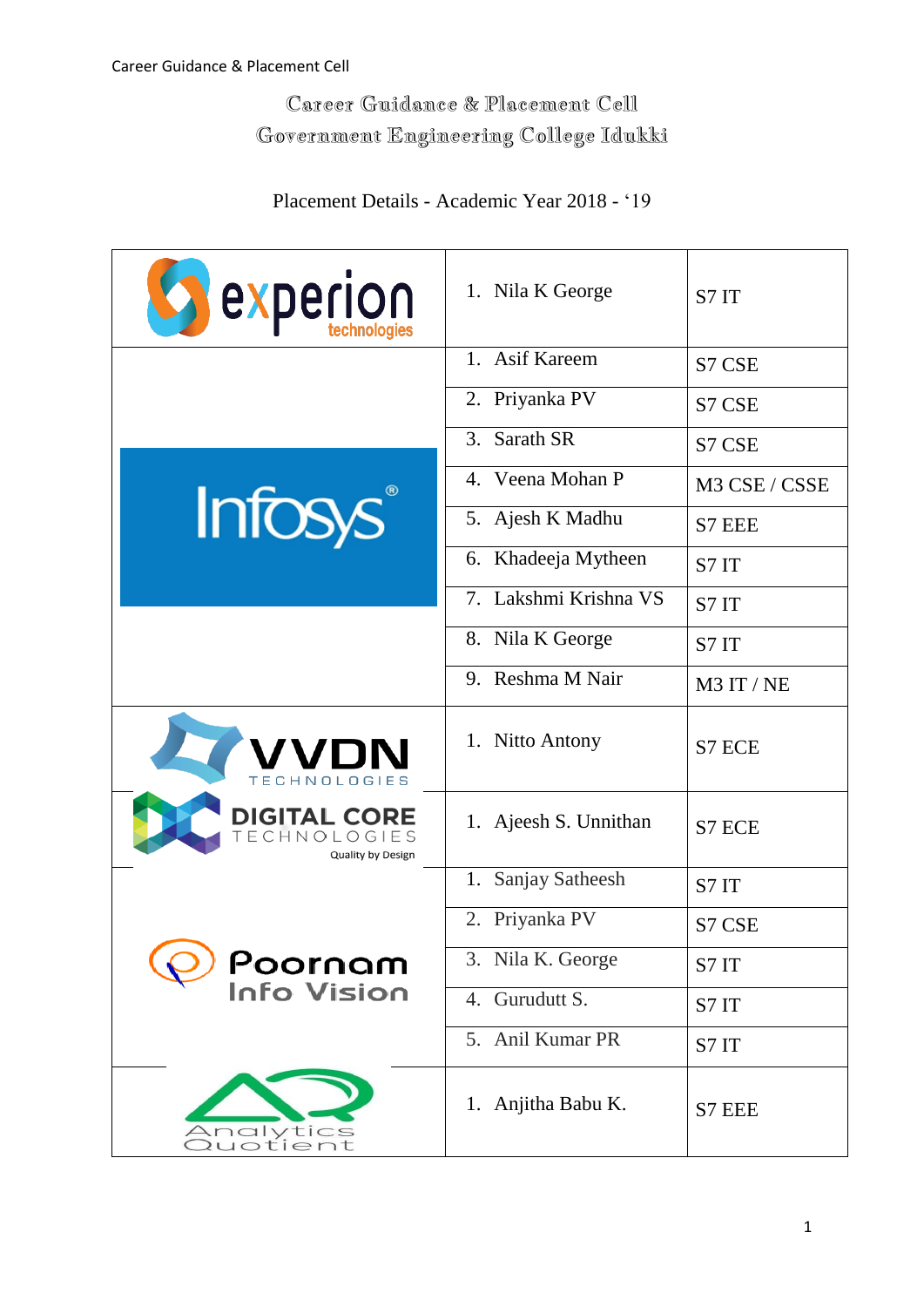# Career Guidance & Placement Cell
# Government Engineering College Idukki

Placement Details - Academic Year 2018 - '19

| Company | Name | Class |
|---|---|---|
| Experion Technologies | 1. Nila K George | S7 IT |
| Infosys | 1. Asif Kareem | S7 CSE |
| | 2. Priyanka PV | S7 CSE |
| | 3. Sarath SR | S7 CSE |
| | 4. Veena Mohan P | M3 CSE / CSSE |
| | 5. Ajesh K Madhu | S7 EEE |
| | 6. Khadeeja Mytheen | S7 IT |
| | 7. Lakshmi Krishna VS | S7 IT |
| | 8. Nila K George | S7 IT |
| | 9. Reshma M Nair | M3 IT / NE |
| VVDN Technologies | 1. Nitto Antony | S7 ECE |
| Digital Core Technologies | 1. Ajeesh S. Unnithan | S7 ECE |
| Poornam Info Vision | 1. Sanjay Satheesh | S7 IT |
| | 2. Priyanka PV | S7 CSE |
| | 3. Nila K. George | S7 IT |
| | 4. Gurudutt S. | S7 IT |
| | 5. Anil Kumar PR | S7 IT |
| Analytics Quotient | 1. Anjitha Babu K. | S7 EEE |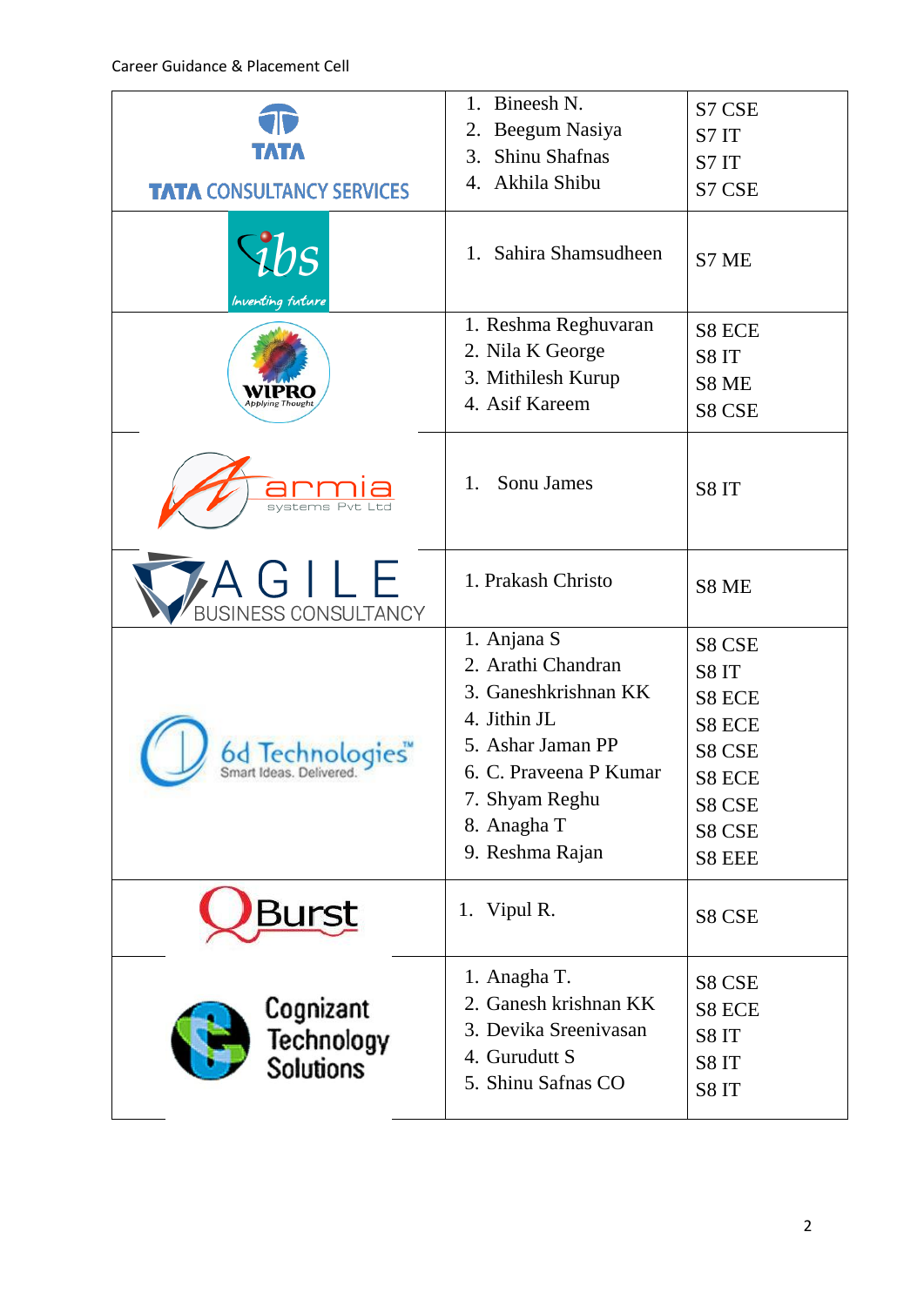| Company | Students | Class |
|---|---|---|
| TATA CONSULTANCY SERVICES | 1. Bineesh N.<br>2. Beegum Nasiya<br>3. Shinu Shafnas<br>4. Akhila Shibu | S7 CSE<br>S7 IT<br>S7 IT<br>S7 CSE |
| ibs Inventing future | 1. Sahira Shamsudheen | S7 ME |
| WIPRO Applying Thought | 1. Reshma Reghuvaran<br>2. Nila K George<br>3. Mithilesh Kurup<br>4. Asif Kareem | S8 ECE<br>S8 IT<br>S8 ME<br>S8 CSE |
| armia systems Pvt Ltd | 1. Sonu James | S8 IT |
| AGILE BUSINESS CONSULTANCY | 1. Prakash Christo | S8 ME |
| 6d Technologies Smart Ideas. Delivered. | 1. Anjana S<br>2. Arathi Chandran<br>3. Ganeshkrishnan KK<br>4. Jithin JL<br>5. Ashar Jaman PP<br>6. C. Praveena P Kumar<br>7. Shyam Reghu<br>8. Anagha T<br>9. Reshma Rajan | S8 CSE<br>S8 IT<br>S8 ECE<br>S8 ECE<br>S8 CSE<br>S8 ECE<br>S8 CSE<br>S8 CSE<br>S8 EEE |
| QBurst | 1. Vipul R. | S8 CSE |
| Cognizant Technology Solutions | 1. Anagha T.<br>2. Ganesh krishnan KK<br>3. Devika Sreenivasan<br>4. Gurudutt S<br>5. Shinu Safnas CO | S8 CSE<br>S8 ECE<br>S8 IT<br>S8 IT<br>S8 IT |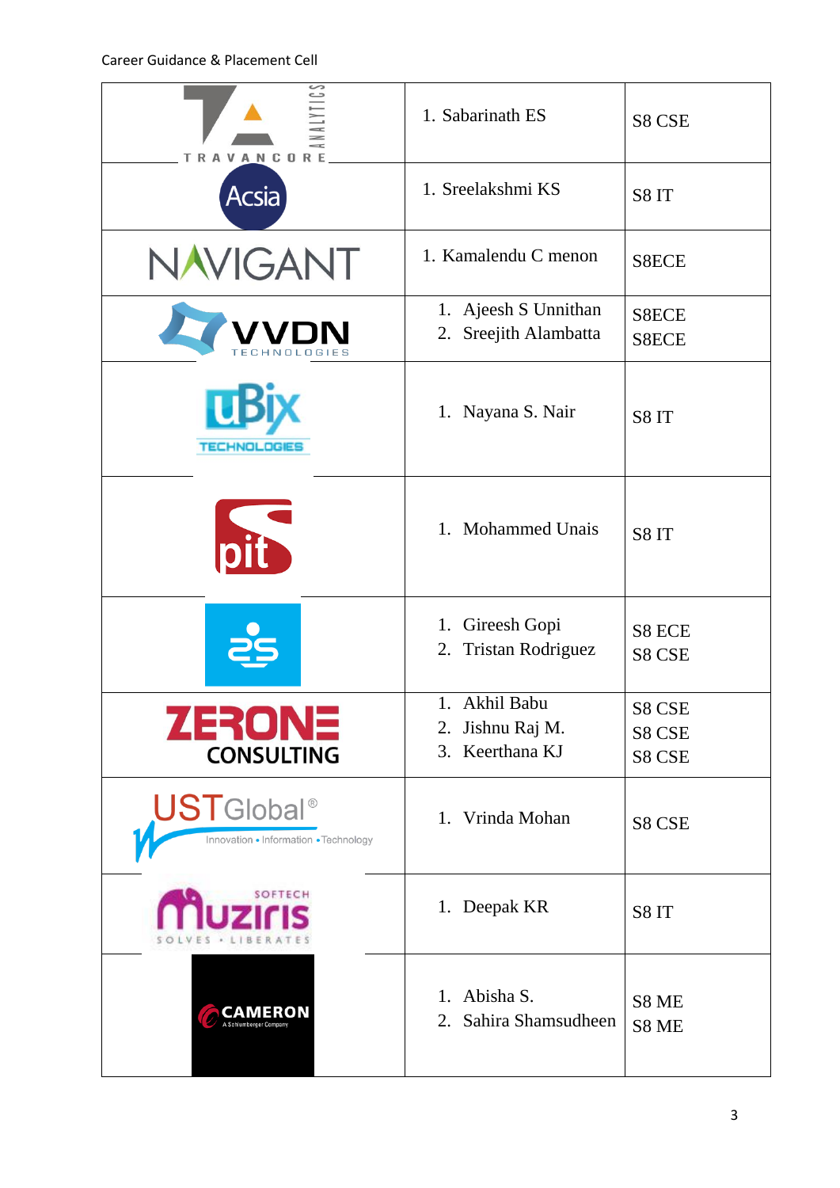| Company | Students | Branch |
|---|---|---|
| Travancore Analytics | 1. Sabarinath ES | S8 CSE |
| Acsia | 1. Sreelakshmi KS | S8 IT |
| Navigant | 1. Kamalendu C menon | S8ECE |
| VVDN Technologies | 1. Ajeesh S Unnithan<br>2. Sreejith Alambatta | S8ECE<br>S8ECE |
| uBix Technologies | 1. Nayana S. Nair | S8 IT |
| Spit | 1. Mohammed Unais | S8 IT |
| 2S | 1. Gireesh Gopi<br>2. Tristan Rodriguez | S8 ECE<br>S8 CSE |
| Zerone Consulting | 1. Akhil Babu<br>2. Jishnu Raj M.<br>3. Keerthana KJ | S8 CSE<br>S8 CSE<br>S8 CSE |
| UST Global | 1. Vrinda Mohan | S8 CSE |
| Softech Muziris | 1. Deepak KR | S8 IT |
| Cameron | 1. Abisha S.<br>2. Sahira Shamsudheen | S8 ME<br>S8 ME |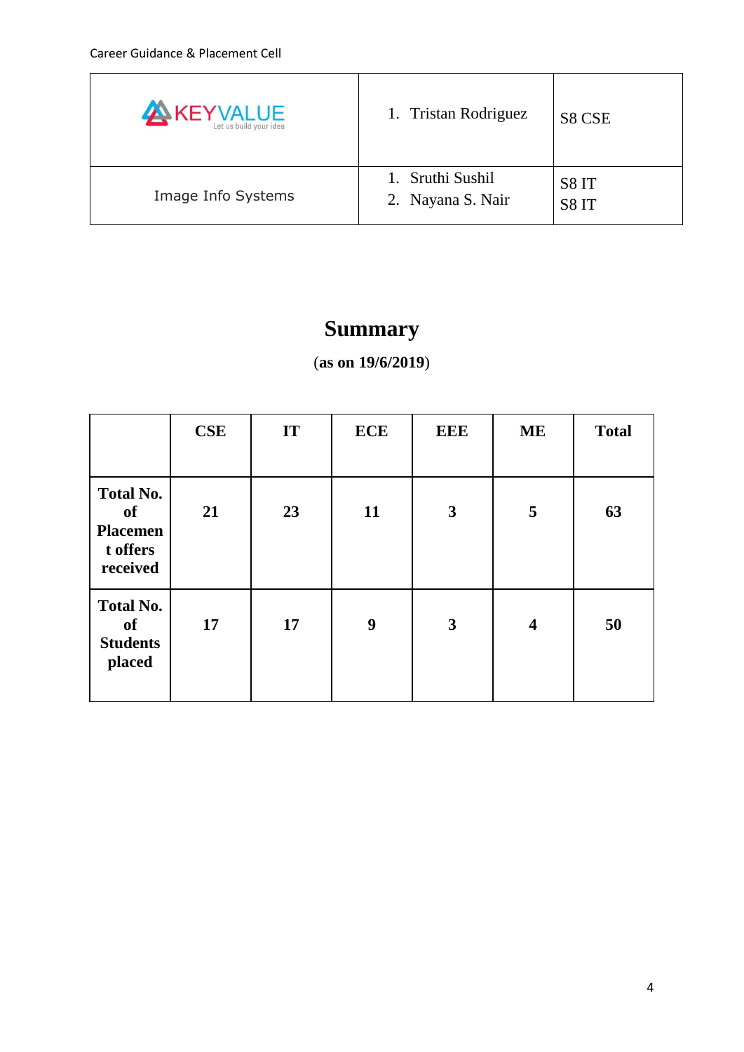| | | |
|---|---|---|
| KEYVALUE Let us build your idea | 1. Tristan Rodriguez | S8 CSE |
| Image Info Systems | 1. Sruthi Sushil<br>2. Nayana S. Nair | S8 IT<br>S8 IT |

# Summary

(**as on 19/6/2019**)

| | CSE | IT | ECE | EEE | ME | Total |
|---|---|---|---|---|---|---|
| **Total No. of Placement offers received** | **21** | **23** | **11** | **3** | **5** | **63** |
| **Total No. of Students placed** | **17** | **17** | **9** | **3** | **4** | **50** |